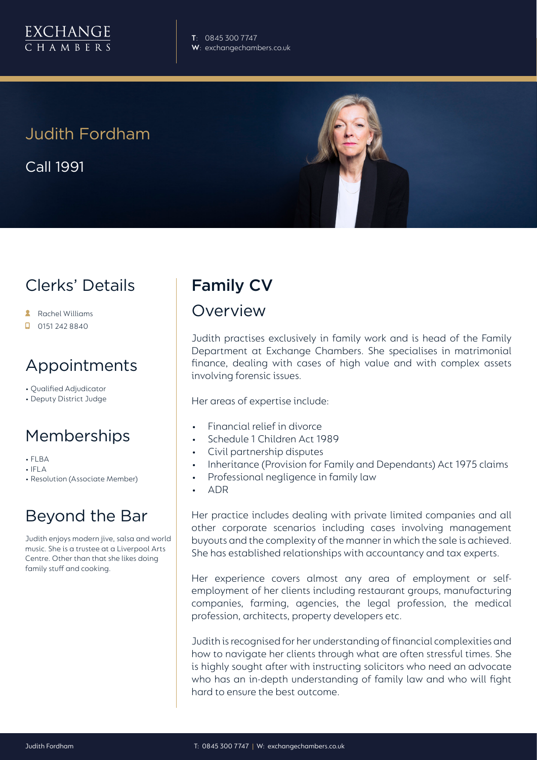EXCHANGE CHAMBERS

**T**: 0845 300 7747
**W**: exchangechambers.co.uk

# Judith Fordham

Call 1991

## Clerks' Details

- Rachel Williams
- 0151 242 8840

## Appointments

- Qualified Adjudicator
- Deputy District Judge

## Memberships

- FLBA
- IFLA
- Resolution (Associate Member)

## Beyond the Bar

Judith enjoys modern jive, salsa and world music. She is a trustee at a Liverpool Arts Centre. Other than that she likes doing family stuff and cooking.

## Family CV

### Overview

Judith practises exclusively in family work and is head of the Family Department at Exchange Chambers. She specialises in matrimonial finance, dealing with cases of high value and with complex assets involving forensic issues.

Her areas of expertise include:

- Financial relief in divorce
- Schedule 1 Children Act 1989
- Civil partnership disputes
- Inheritance (Provision for Family and Dependants) Act 1975 claims
- Professional negligence in family law
- ADR

Her practice includes dealing with private limited companies and all other corporate scenarios including cases involving management buyouts and the complexity of the manner in which the sale is achieved. She has established relationships with accountancy and tax experts.

Her experience covers almost any area of employment or self-employment of her clients including restaurant groups, manufacturing companies, farming, agencies, the legal profession, the medical profession, architects, property developers etc.

Judith is recognised for her understanding of financial complexities and how to navigate her clients through what are often stressful times. She is highly sought after with instructing solicitors who need an advocate who has an in-depth understanding of family law and who will fight hard to ensure the best outcome.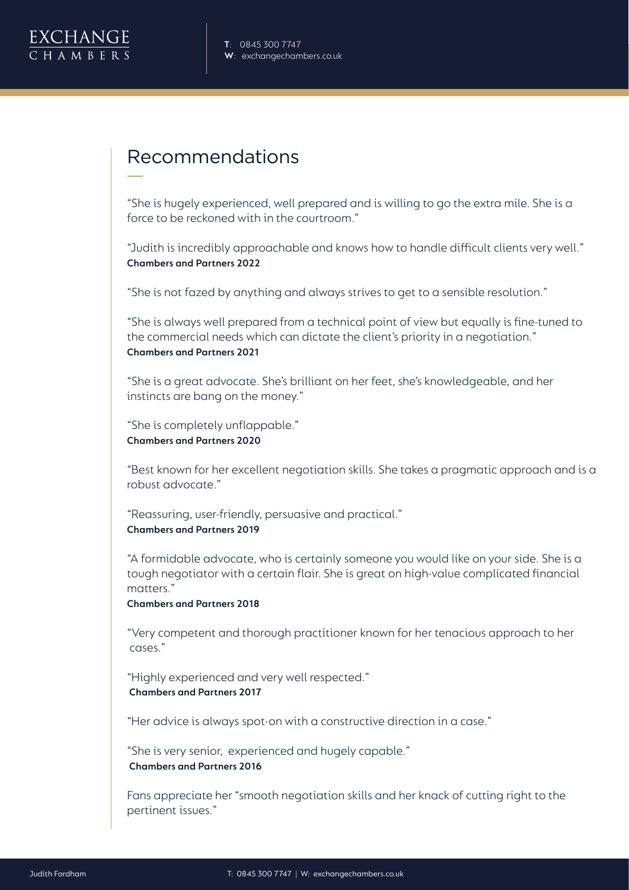## Recommendations

"She is hugely experienced, well prepared and is willing to go the extra mile. She is a force to be reckoned with in the courtroom."

"Judith is incredibly approachable and knows how to handle difficult clients very well."
**Chambers and Partners 2022**

"She is not fazed by anything and always strives to get to a sensible resolution."

"She is always well prepared from a technical point of view but equally is fine-tuned to the commercial needs which can dictate the client's priority in a negotiation."
**Chambers and Partners 2021**

"She is a great advocate. She's brilliant on her feet, she's knowledgeable, and her instincts are bang on the money."

"She is completely unflappable."
**Chambers and Partners 2020**

"Best known for her excellent negotiation skills. She takes a pragmatic approach and is a robust advocate."

"Reassuring, user-friendly, persuasive and practical."
**Chambers and Partners 2019**

"A formidable advocate, who is certainly someone you would like on your side. She is a tough negotiator with a certain flair. She is great on high-value complicated financial matters."
**Chambers and Partners 2018**

"Very competent and thorough practitioner known for her tenacious approach to her cases."

"Highly experienced and very well respected."
**Chambers and Partners 2017**

"Her advice is always spot-on with a constructive direction in a case."

"She is very senior, experienced and hugely capable."
**Chambers and Partners 2016**

Fans appreciate her "smooth negotiation skills and her knack of cutting right to the pertinent issues."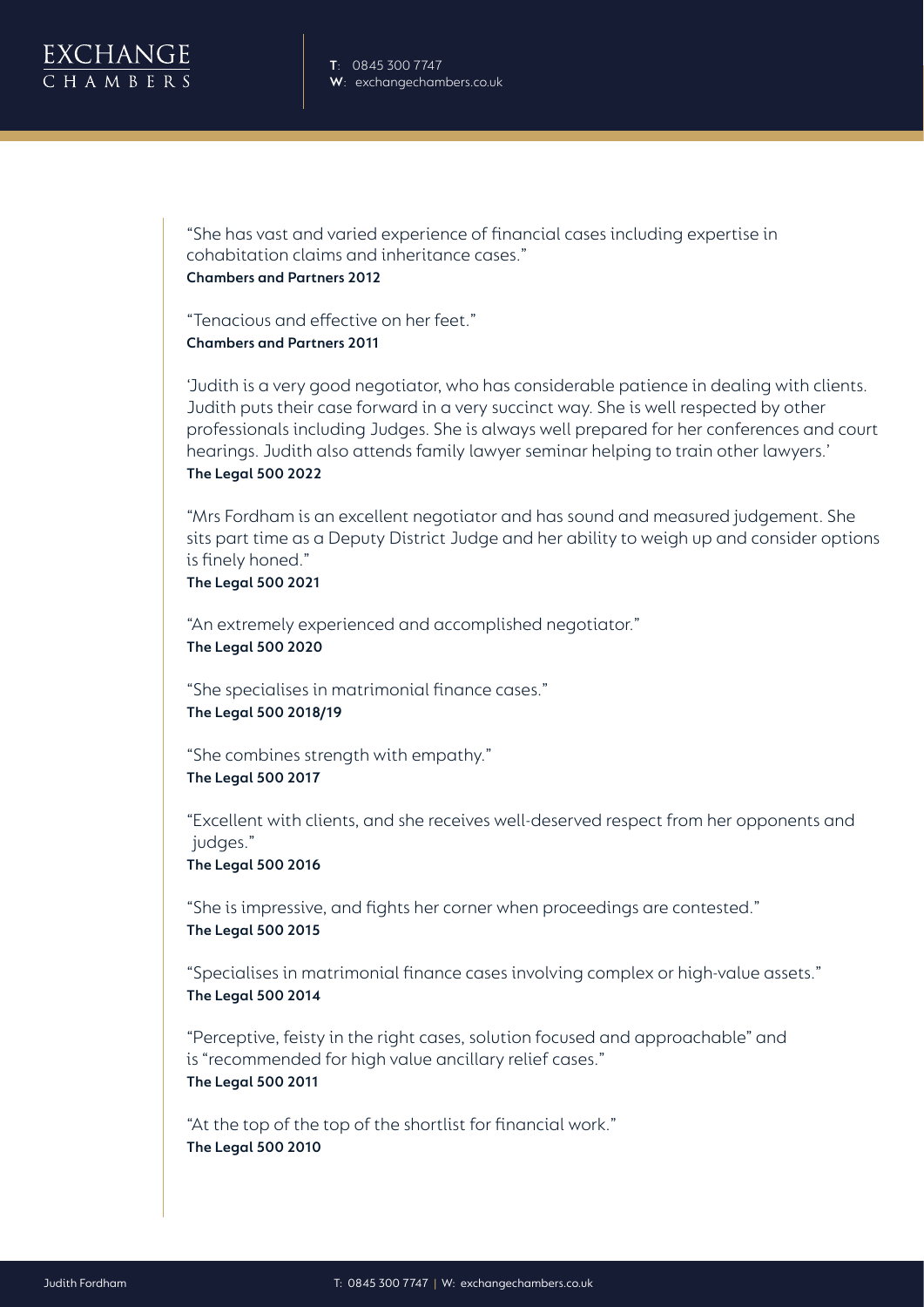"She has vast and varied experience of financial cases including expertise in cohabitation claims and inheritance cases."
**Chambers and Partners 2012**

"Tenacious and effective on her feet."
**Chambers and Partners 2011**

'Judith is a very good negotiator, who has considerable patience in dealing with clients. Judith puts their case forward in a very succinct way. She is well respected by other professionals including Judges. She is always well prepared for her conferences and court hearings. Judith also attends family lawyer seminar helping to train other lawyers.'
**The Legal 500 2022**

"Mrs Fordham is an excellent negotiator and has sound and measured judgement. She sits part time as a Deputy District Judge and her ability to weigh up and consider options is finely honed."
**The Legal 500 2021**

"An extremely experienced and accomplished negotiator."
**The Legal 500 2020**

"She specialises in matrimonial finance cases."
**The Legal 500 2018/19**

"She combines strength with empathy."
**The Legal 500 2017**

"Excellent with clients, and she receives well-deserved respect from her opponents and judges."
**The Legal 500 2016**

"She is impressive, and fights her corner when proceedings are contested."
**The Legal 500 2015**

"Specialises in matrimonial finance cases involving complex or high-value assets."
**The Legal 500 2014**

"Perceptive, feisty in the right cases, solution focused and approachable" and is "recommended for high value ancillary relief cases."
**The Legal 500 2011**

"At the top of the top of the shortlist for financial work."
**The Legal 500 2010**